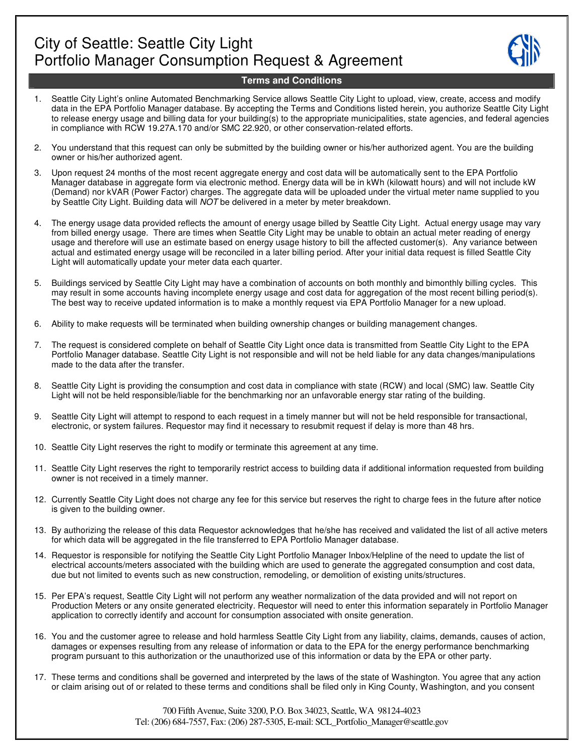# City of Seattle: Seattle City Light
# Portfolio Manager Consumption Request & Agreement

## Terms and Conditions

1. Seattle City Light's online Automated Benchmarking Service allows Seattle City Light to upload, view, create, access and modify data in the EPA Portfolio Manager database. By accepting the Terms and Conditions listed herein, you authorize Seattle City Light to release energy usage and billing data for your building(s) to the appropriate municipalities, state agencies, and federal agencies in compliance with RCW 19.27A.170 and/or SMC 22.920, or other conservation-related efforts.

2. You understand that this request can only be submitted by the building owner or his/her authorized agent. You are the building owner or his/her authorized agent.

3. Upon request 24 months of the most recent aggregate energy and cost data will be automatically sent to the EPA Portfolio Manager database in aggregate form via electronic method. Energy data will be in kWh (kilowatt hours) and will not include kW (Demand) nor kVAR (Power Factor) charges. The aggregate data will be uploaded under the virtual meter name supplied to you by Seattle City Light. Building data will *NOT* be delivered in a meter by meter breakdown.

4. The energy usage data provided reflects the amount of energy usage billed by Seattle City Light. Actual energy usage may vary from billed energy usage. There are times when Seattle City Light may be unable to obtain an actual meter reading of energy usage and therefore will use an estimate based on energy usage history to bill the affected customer(s). Any variance between actual and estimated energy usage will be reconciled in a later billing period. After your initial data request is filled Seattle City Light will automatically update your meter data each quarter.

5. Buildings serviced by Seattle City Light may have a combination of accounts on both monthly and bimonthly billing cycles. This may result in some accounts having incomplete energy usage and cost data for aggregation of the most recent billing period(s). The best way to receive updated information is to make a monthly request via EPA Portfolio Manager for a new upload.

6. Ability to make requests will be terminated when building ownership changes or building management changes.

7. The request is considered complete on behalf of Seattle City Light once data is transmitted from Seattle City Light to the EPA Portfolio Manager database. Seattle City Light is not responsible and will not be held liable for any data changes/manipulations made to the data after the transfer.

8. Seattle City Light is providing the consumption and cost data in compliance with state (RCW) and local (SMC) law. Seattle City Light will not be held responsible/liable for the benchmarking nor an unfavorable energy star rating of the building.

9. Seattle City Light will attempt to respond to each request in a timely manner but will not be held responsible for transactional, electronic, or system failures. Requestor may find it necessary to resubmit request if delay is more than 48 hrs.

10. Seattle City Light reserves the right to modify or terminate this agreement at any time.

11. Seattle City Light reserves the right to temporarily restrict access to building data if additional information requested from building owner is not received in a timely manner.

12. Currently Seattle City Light does not charge any fee for this service but reserves the right to charge fees in the future after notice is given to the building owner.

13. By authorizing the release of this data Requestor acknowledges that he/she has received and validated the list of all active meters for which data will be aggregated in the file transferred to EPA Portfolio Manager database.

14. Requestor is responsible for notifying the Seattle City Light Portfolio Manager Inbox/Helpline of the need to update the list of electrical accounts/meters associated with the building which are used to generate the aggregated consumption and cost data, due but not limited to events such as new construction, remodeling, or demolition of existing units/structures.

15. Per EPA's request, Seattle City Light will not perform any weather normalization of the data provided and will not report on Production Meters or any onsite generated electricity. Requestor will need to enter this information separately in Portfolio Manager application to correctly identify and account for consumption associated with onsite generation.

16. You and the customer agree to release and hold harmless Seattle City Light from any liability, claims, demands, causes of action, damages or expenses resulting from any release of information or data to the EPA for the energy performance benchmarking program pursuant to this authorization or the unauthorized use of this information or data by the EPA or other party.

17. These terms and conditions shall be governed and interpreted by the laws of the state of Washington. You agree that any action or claim arising out of or related to these terms and conditions shall be filed only in King County, Washington, and you consent

700 Fifth Avenue, Suite 3200, P.O. Box 34023, Seattle, WA 98124-4023
Tel: (206) 684-7557, Fax: (206) 287-5305, E-mail: SCL_Portfolio_Manager@seattle.gov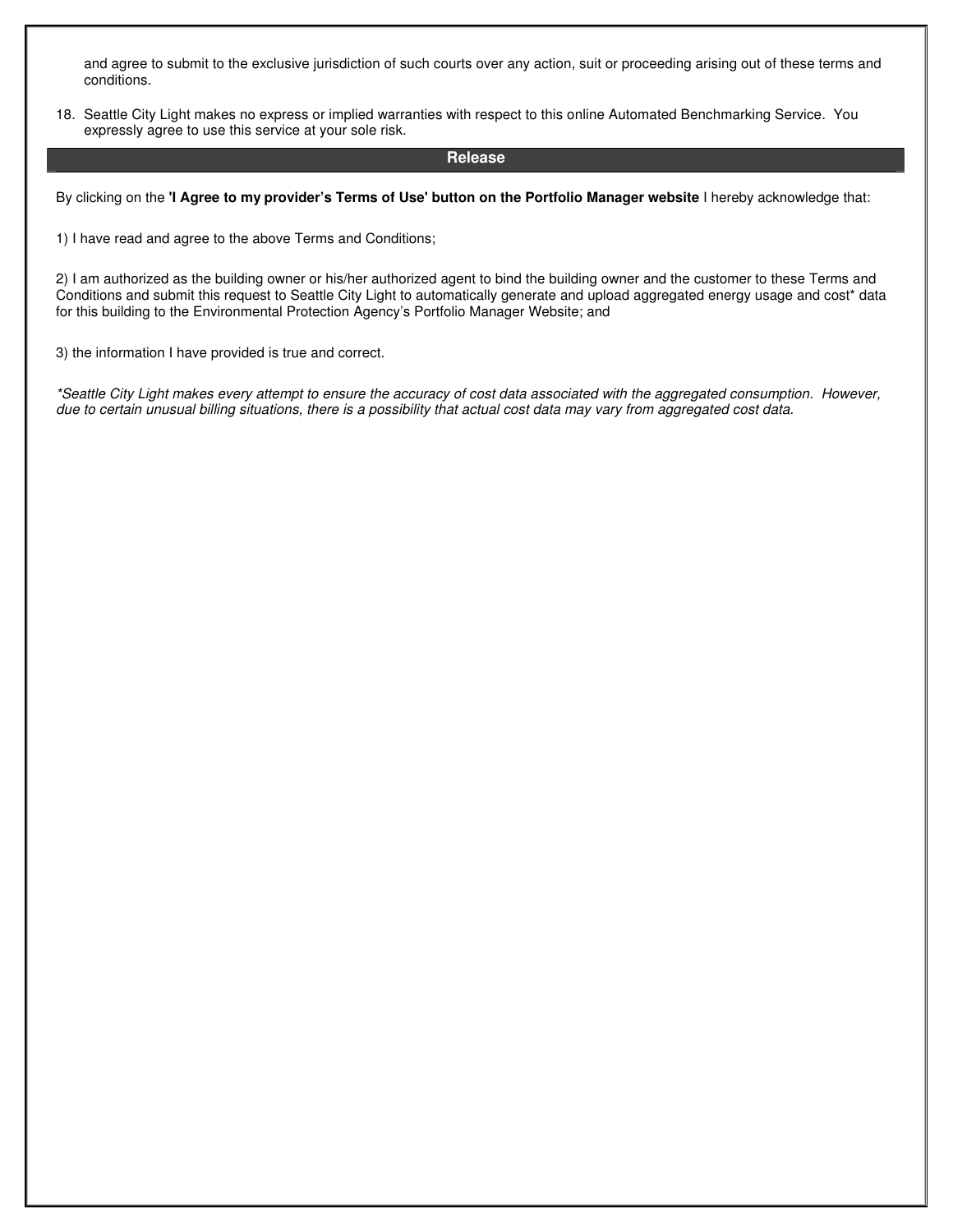and agree to submit to the exclusive jurisdiction of such courts over any action, suit or proceeding arising out of these terms and conditions.

18. Seattle City Light makes no express or implied warranties with respect to this online Automated Benchmarking Service. You expressly agree to use this service at your sole risk.

## Release

By clicking on the **'I Agree to my provider's Terms of Use' button on the Portfolio Manager website** I hereby acknowledge that:

1) I have read and agree to the above Terms and Conditions;

2) I am authorized as the building owner or his/her authorized agent to bind the building owner and the customer to these Terms and Conditions and submit this request to Seattle City Light to automatically generate and upload aggregated energy usage and cost* data for this building to the Environmental Protection Agency's Portfolio Manager Website; and

3) the information I have provided is true and correct.

*\*Seattle City Light makes every attempt to ensure the accuracy of cost data associated with the aggregated consumption. However, due to certain unusual billing situations, there is a possibility that actual cost data may vary from aggregated cost data.*